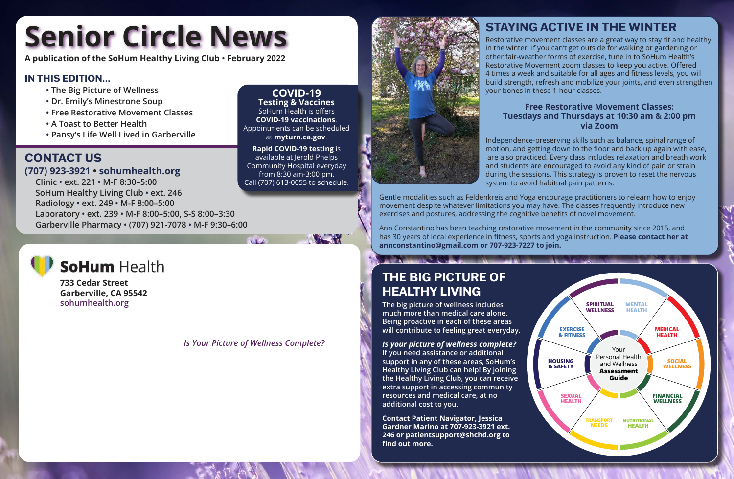# Senior Circle News

**A publication of the SoHum Healthy Living Club • February 2022**

## IN THIS EDITION...

- The Big Picture of Wellness
- Dr. Emily's Minestrone Soup
- Free Restorative Movement Classes
- A Toast to Better Health
- Pansy's Life Well Lived in Garberville

## COVID-19

**Testing & Vaccines**

SoHum Health is offers **COVID-19 vaccinations**. Appointments can be scheduled at **myturn.ca.gov**.

**Rapid COVID-19 testing** is available at Jerold Phelps Community Hospital everyday from 8:30 am-3:00 pm. Call (707) 613-0055 to schedule.

## CONTACT US

**(707) 923-3921 • sohumhealth.org**

Clinic • ext. 221 • M-F 8:30–5:00
SoHum Healthy Living Club • ext. 246
Radiology • ext. 249 • M-F 8:00–5:00
Laboratory • ext. 239 • M-F 8:00–5:00, S-S 8:00–3:30
Garberville Pharmacy • (707) 921-7078 • M-F 9:30–6:00

**SoHum** Health

**733 Cedar Street**
**Garberville, CA 95542**
sohumhealth.org

*Is Your Picture of Wellness Complete?*

## STAYING ACTIVE IN THE WINTER

Restorative movement classes are a great way to stay fit and healthy in the winter. If you can't get outside for walking or gardening or other fair-weather forms of exercise, tune in to SoHum Health's Restorative Movement zoom classes to keep you active. Offered 4 times a week and suitable for all ages and fitness levels, you will build strength, refresh and mobilize your joints, and even strengthen your bones in these 1-hour classes.

**Free Restorative Movement Classes:**
**Tuesdays and Thursdays at 10:30 am & 2:00 pm**
**via Zoom**

Independence-preserving skills such as balance, spinal range of motion, and getting down to the floor and back up again with ease, are also practiced. Every class includes relaxation and breath work and students are encouraged to avoid any kind of pain or strain during the sessions. This strategy is proven to reset the nervous system to avoid habitual pain patterns.

Gentle modalities such as Feldenkreis and Yoga encourage practitioners to relearn how to enjoy movement despite whatever limitations you may have. The classes frequently introduce new exercises and postures, addressing the cognitive benefits of novel movement.

Ann Constantino has been teaching restorative movement in the community since 2015, and has 30 years of local experience in fitness, sports and yoga instruction. **Please contact her at annconstantino@gmail.com or 707-923-7227 to join.**

## THE BIG PICTURE OF HEALTHY LIVING

The big picture of wellness includes much more than medical care alone. Being proactive in each of these areas will contribute to feeling great everyday.

***Is your picture of wellness complete?*** If you need assistance or additional support in any of these areas, SoHum's Healthy Living Club can help! By joining the Healthy Living Club, you can receive extra support in accessing community resources and medical care, at no additional cost to you.

**Contact Patient Navigator, Jessica Gardner Marino at 707-923-3921 ext. 246 or patientsupport@shchd.org to find out more.**

Your Personal Health and Wellness **Assessment Guide**

- Spiritual Wellness
- Mental Health
- Medical Health
- Social Wellness
- Financial Wellness
- Nutritional Health
- Transport Needs
- Sexual Health
- Housing & Safety
- Exercise & Fitness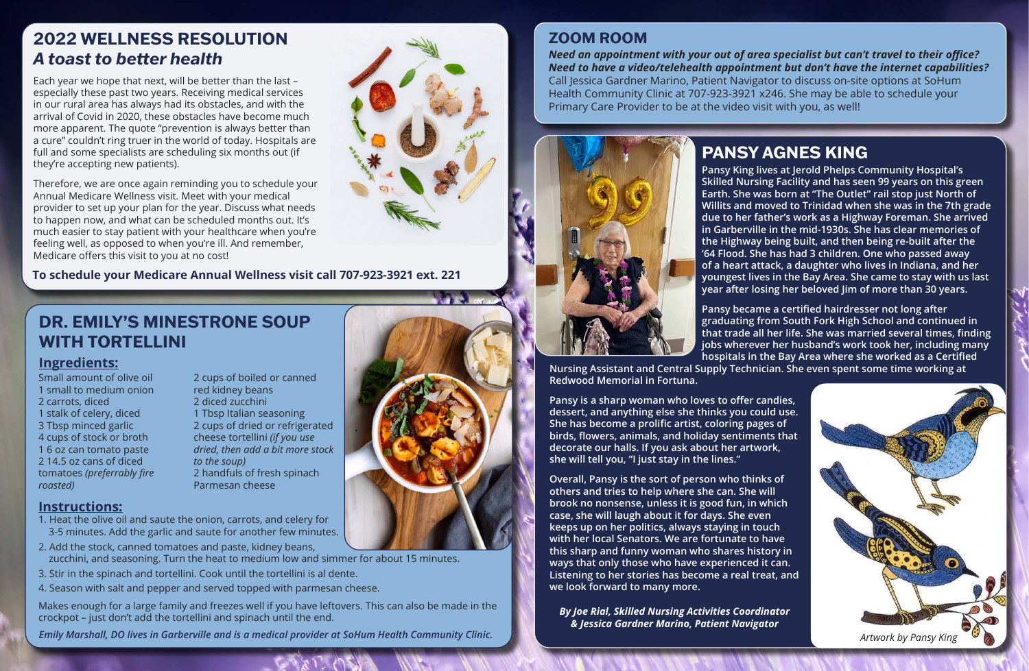## 2022 WELLNESS RESOLUTION

### *A toast to better health*

Each year we hope that next, will be better than the last – especially these past two years. Receiving medical services in our rural area has always had its obstacles, and with the arrival of Covid in 2020, these obstacles have become much more apparent. The quote "prevention is always better than a cure" couldn't ring truer in the world of today. Hospitals are full and some specialists are scheduling six months out (if they're accepting new patients).

Therefore, we are once again reminding you to schedule your Annual Medicare Wellness visit. Meet with your medical provider to set up your plan for the year. Discuss what needs to happen now, and what can be scheduled months out. It's much easier to stay patient with your healthcare when you're feeling well, as opposed to when you're ill. And remember, Medicare offers this visit to you at no cost!

**To schedule your Medicare Annual Wellness visit call 707-923-3921 ext. 221**

## DR. EMILY'S MINESTRONE SOUP WITH TORTELLINI

### Ingredients:

- Small amount of olive oil
- 1 small to medium onion
- 2 carrots, diced
- 1 stalk of celery, diced
- 3 Tbsp minced garlic
- 4 cups of stock or broth
- 1 6 oz can tomato paste
- 2 14.5 oz cans of diced tomatoes *(preferrably fire roasted)*
- 2 cups of boiled or canned red kidney beans
- 2 diced zucchini
- 1 Tbsp Italian seasoning
- 2 cups of dried or refrigerated cheese tortellini *(if you use dried, then add a bit more stock to the soup)*
- 2 handfuls of fresh spinach
- Parmesan cheese

### Instructions:

1. Heat the olive oil and saute the onion, carrots, and celery for 3-5 minutes. Add the garlic and saute for another few minutes.
2. Add the stock, canned tomatoes and paste, kidney beans, zucchini, and seasoning. Turn the heat to medium low and simmer for about 15 minutes.
3. Stir in the spinach and tortellini. Cook until the tortellini is al dente.
4. Season with salt and pepper and served topped with parmesan cheese.

Makes enough for a large family and freezes well if you have leftovers. This can also be made in the crockpot – just don't add the tortellini and spinach until the end.

*Emily Marshall, DO lives in Garberville and is a medical provider at SoHum Health Community Clinic.*

## ZOOM ROOM

***Need an appointment with your out of area specialist but can't travel to their office? Need to have a video/telehealth appointment but don't have the internet capabilities?*** Call Jessica Gardner Marino, Patient Navigator to discuss on-site options at SoHum Health Community Clinic at 707-923-3921 x246. She may be able to schedule your Primary Care Provider to be at the video visit with you, as well!

## PANSY AGNES KING

**Pansy King lives at Jerold Phelps Community Hospital's Skilled Nursing Facility and has seen 99 years on this green Earth. She was born at "The Outlet" rail stop just North of Willits and moved to Trinidad when she was in the 7th grade due to her father's work as a Highway Foreman. She arrived in Garberville in the mid-1930s. She has clear memories of the Highway being built, and then being re-built after the '64 Flood. She has had 3 children. One who passed away of a heart attack, a daughter who lives in Indiana, and her youngest lives in the Bay Area. She came to stay with us last year after losing her beloved Jim of more than 30 years.**

**Pansy became a certified hairdresser not long after graduating from South Fork High School and continued in that trade all her life. She was married several times, finding jobs wherever her husband's work took her, including many hospitals in the Bay Area where she worked as a Certified Nursing Assistant and Central Supply Technician. She even spent some time working at Redwood Memorial in Fortuna.**

**Pansy is a sharp woman who loves to offer candies, dessert, and anything else she thinks you could use. She has become a prolific artist, coloring pages of birds, flowers, animals, and holiday sentiments that decorate our halls. If you ask about her artwork, she will tell you, "I just stay in the lines."**

**Overall, Pansy is the sort of person who thinks of others and tries to help where she can. She will brook no nonsense, unless it is good fun, in which case, she will laugh about it for days. She even keeps up on her politics, always staying in touch with her local Senators. We are fortunate to have this sharp and funny woman who shares history in ways that only those who have experienced it can. Listening to her stories has become a real treat, and we look forward to many more.**

***By Joe Rial, Skilled Nursing Activities Coordinator & Jessica Gardner Marino, Patient Navigator***

*Artwork by Pansy King*